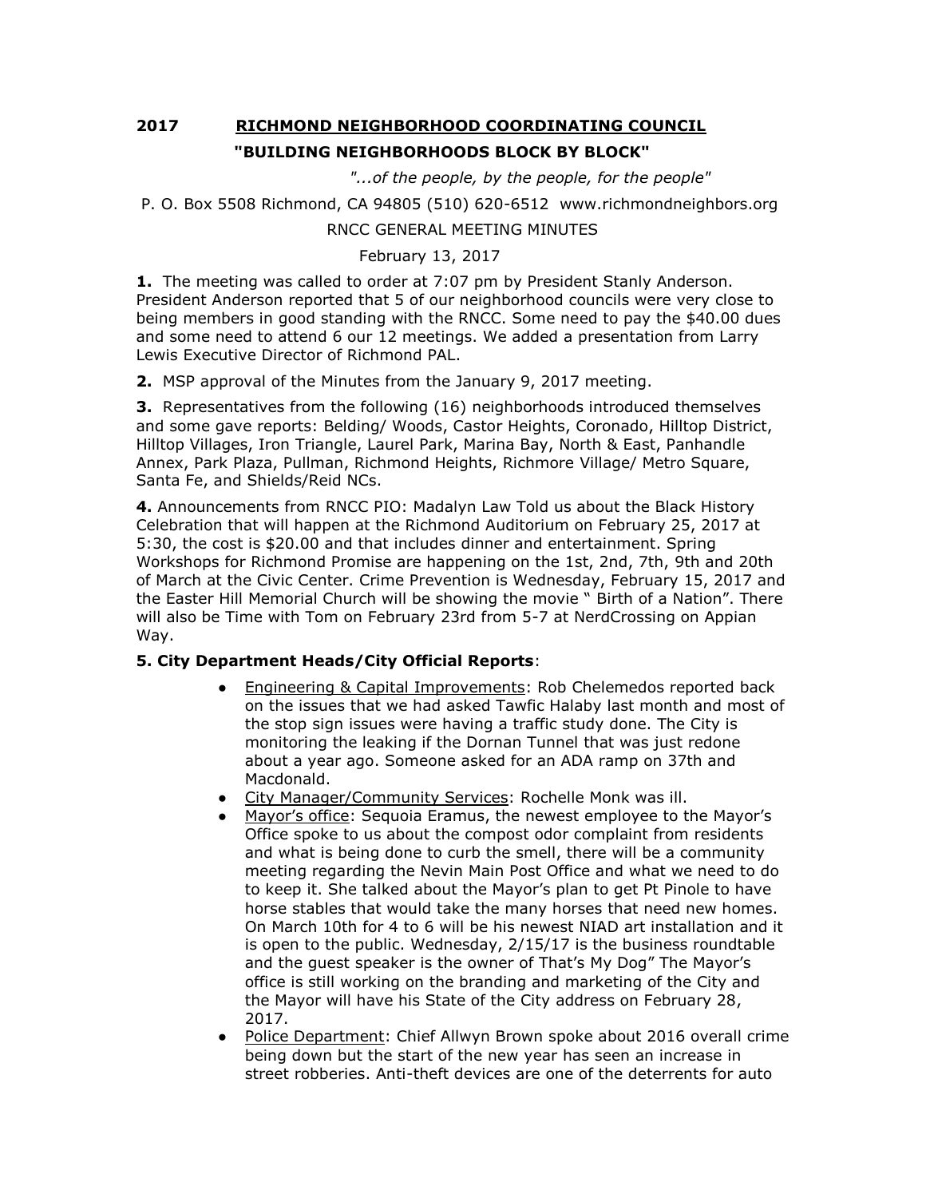# 2017 RICHMOND NEIGHBORHOOD COORDINATING COUNCIL

## "BUILDING NEIGHBORHOODS BLOCK BY BLOCK"

*"...of the people, by the people, for the people"*

P. O. Box 5508 Richmond, CA 94805 (510) 620-6512 www.richmondneighbors.org

RNCC GENERAL MEETING MINUTES

February 13, 2017

**1.** The meeting was called to order at 7:07 pm by President Stanly Anderson. President Anderson reported that 5 of our neighborhood councils were very close to being members in good standing with the RNCC. Some need to pay the $40.00 dues and some need to attend 6 our 12 meetings. We added a presentation from Larry Lewis Executive Director of Richmond PAL.

**2.** MSP approval of the Minutes from the January 9, 2017 meeting.

**3.** Representatives from the following (16) neighborhoods introduced themselves and some gave reports: Belding/ Woods, Castor Heights, Coronado, Hilltop District, Hilltop Villages, Iron Triangle, Laurel Park, Marina Bay, North & East, Panhandle Annex, Park Plaza, Pullman, Richmond Heights, Richmore Village/ Metro Square, Santa Fe, and Shields/Reid NCs.

**4.** Announcements from RNCC PIO: Madalyn Law Told us about the Black History Celebration that will happen at the Richmond Auditorium on February 25, 2017 at 5:30, the cost is $20.00 and that includes dinner and entertainment. Spring Workshops for Richmond Promise are happening on the 1st, 2nd, 7th, 9th and 20th of March at the Civic Center. Crime Prevention is Wednesday, February 15, 2017 and the Easter Hill Memorial Church will be showing the movie " Birth of a Nation". There will also be Time with Tom on February 23rd from 5-7 at NerdCrossing on Appian Way.

**5. City Department Heads/City Official Reports**:

- Engineering & Capital Improvements: Rob Chelemedos reported back on the issues that we had asked Tawfic Halaby last month and most of the stop sign issues were having a traffic study done. The City is monitoring the leaking if the Dornan Tunnel that was just redone about a year ago. Someone asked for an ADA ramp on 37th and Macdonald.
- City Manager/Community Services: Rochelle Monk was ill.
- Mayor's office: Sequoia Eramus, the newest employee to the Mayor's Office spoke to us about the compost odor complaint from residents and what is being done to curb the smell, there will be a community meeting regarding the Nevin Main Post Office and what we need to do to keep it. She talked about the Mayor's plan to get Pt Pinole to have horse stables that would take the many horses that need new homes. On March 10th for 4 to 6 will be his newest NIAD art installation and it is open to the public. Wednesday, 2/15/17 is the business roundtable and the guest speaker is the owner of That's My Dog" The Mayor's office is still working on the branding and marketing of the City and the Mayor will have his State of the City address on February 28, 2017.
- Police Department: Chief Allwyn Brown spoke about 2016 overall crime being down but the start of the new year has seen an increase in street robberies. Anti-theft devices are one of the deterrents for auto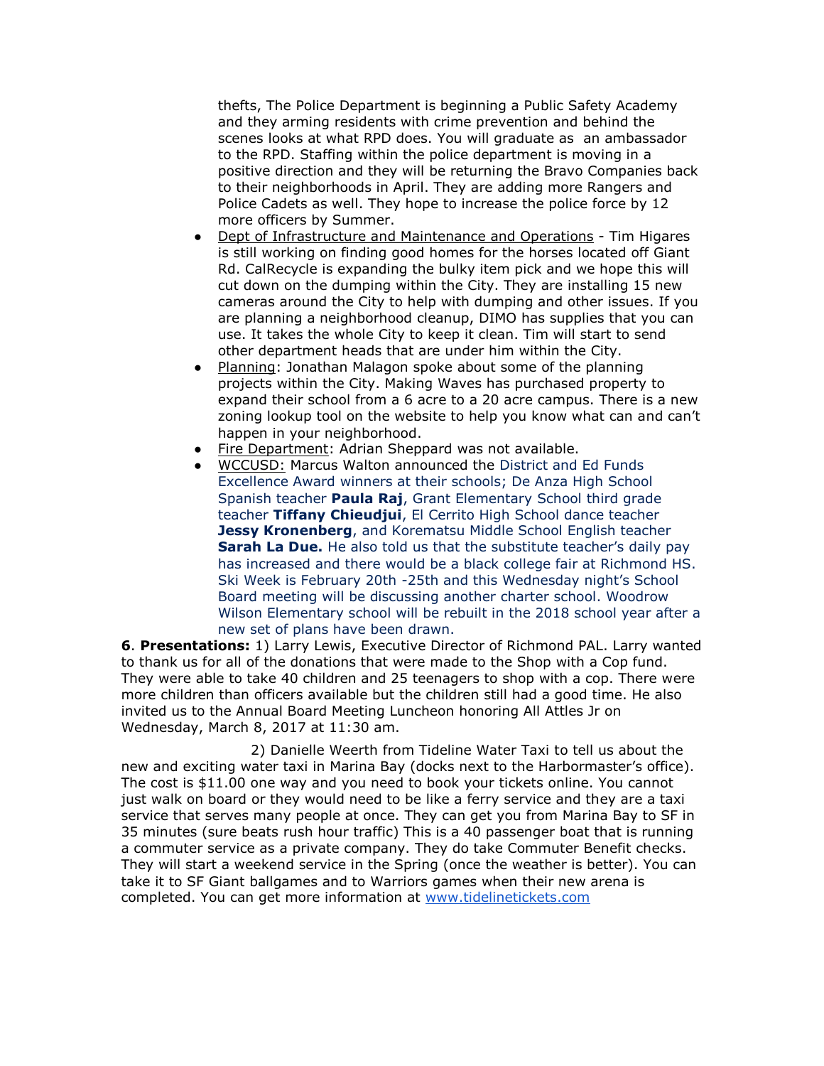thefts, The Police Department is beginning a Public Safety Academy and they arming residents with crime prevention and behind the scenes looks at what RPD does. You will graduate as an ambassador to the RPD. Staffing within the police department is moving in a positive direction and they will be returning the Bravo Companies back to their neighborhoods in April. They are adding more Rangers and Police Cadets as well. They hope to increase the police force by 12 more officers by Summer.

- Dept of Infrastructure and Maintenance and Operations - Tim Higares is still working on finding good homes for the horses located off Giant Rd. CalRecycle is expanding the bulky item pick and we hope this will cut down on the dumping within the City. They are installing 15 new cameras around the City to help with dumping and other issues. If you are planning a neighborhood cleanup, DIMO has supplies that you can use. It takes the whole City to keep it clean. Tim will start to send other department heads that are under him within the City.
- Planning: Jonathan Malagon spoke about some of the planning projects within the City. Making Waves has purchased property to expand their school from a 6 acre to a 20 acre campus. There is a new zoning lookup tool on the website to help you know what can and can't happen in your neighborhood.
- Fire Department: Adrian Sheppard was not available.
- WCCUSD: Marcus Walton announced the District and Ed Funds Excellence Award winners at their schools; De Anza High School Spanish teacher **Paula Raj**, Grant Elementary School third grade teacher **Tiffany Chieudjui**, El Cerrito High School dance teacher **Jessy Kronenberg**, and Korematsu Middle School English teacher **Sarah La Due.** He also told us that the substitute teacher's daily pay has increased and there would be a black college fair at Richmond HS. Ski Week is February 20th -25th and this Wednesday night's School Board meeting will be discussing another charter school. Woodrow Wilson Elementary school will be rebuilt in the 2018 school year after a new set of plans have been drawn.

**6**. **Presentations:** 1) Larry Lewis, Executive Director of Richmond PAL. Larry wanted to thank us for all of the donations that were made to the Shop with a Cop fund. They were able to take 40 children and 25 teenagers to shop with a cop. There were more children than officers available but the children still had a good time. He also invited us to the Annual Board Meeting Luncheon honoring All Attles Jr on Wednesday, March 8, 2017 at 11:30 am.

2) Danielle Weerth from Tideline Water Taxi to tell us about the new and exciting water taxi in Marina Bay (docks next to the Harbormaster's office). The cost is $11.00 one way and you need to book your tickets online. You cannot just walk on board or they would need to be like a ferry service and they are a taxi service that serves many people at once. They can get you from Marina Bay to SF in 35 minutes (sure beats rush hour traffic) This is a 40 passenger boat that is running a commuter service as a private company. They do take Commuter Benefit checks. They will start a weekend service in the Spring (once the weather is better). You can take it to SF Giant ballgames and to Warriors games when their new arena is completed. You can get more information at [www.tidelinetickets.com](http://www.tidelinetickets.com)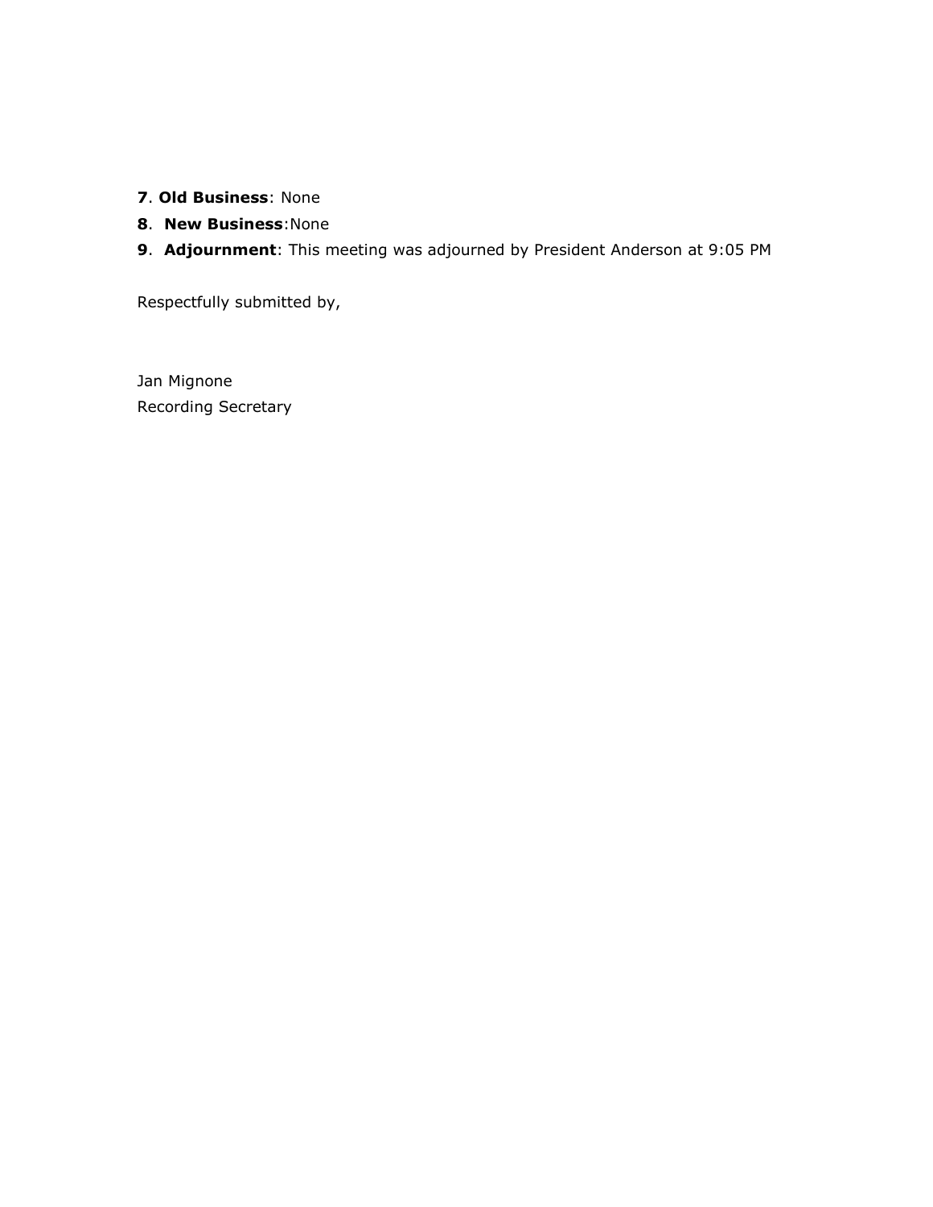**7**. **Old Business**: None

**8**. **New Business**:None

**9**. **Adjournment**: This meeting was adjourned by President Anderson at 9:05 PM

Respectfully submitted by,

Jan Mignone
Recording Secretary